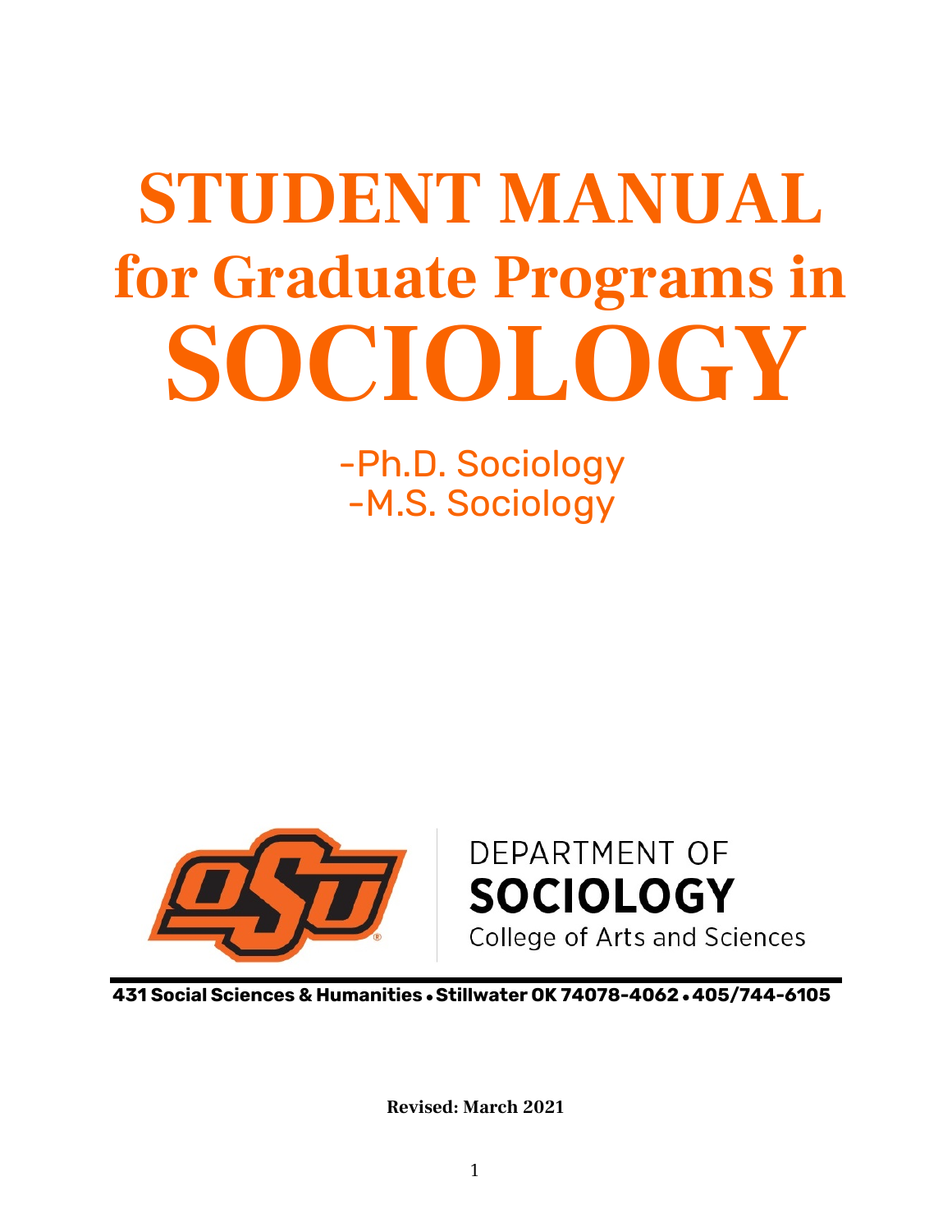# STUDENT MANUAL for Graduate Programs in SOCIOLOGY

-Ph.D. Sociology
-M.S. Sociology

DEPARTMENT OF
**SOCIOLOGY**
College of Arts and Sciences

**431 Social Sciences & Humanities • Stillwater OK 74078-4062 • 405/744-6105**

**Revised: March 2021**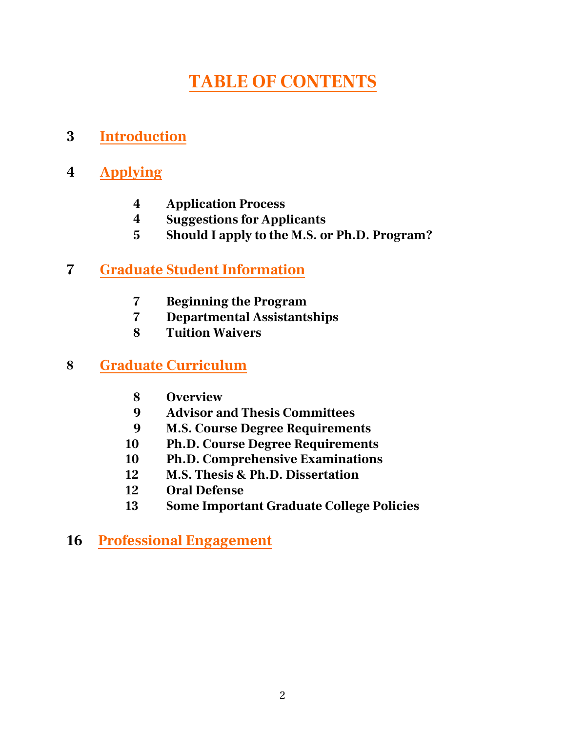# TABLE OF CONTENTS

**3 Introduction**

**4 Applying**

- **4 Application Process**
- **4 Suggestions for Applicants**
- **5 Should I apply to the M.S. or Ph.D. Program?**

**7 Graduate Student Information**

- **7 Beginning the Program**
- **7 Departmental Assistantships**
- **8 Tuition Waivers**

**8 Graduate Curriculum**

- **8 Overview**
- **9 Advisor and Thesis Committees**
- **9 M.S. Course Degree Requirements**
- **10 Ph.D. Course Degree Requirements**
- **10 Ph.D. Comprehensive Examinations**
- **12 M.S. Thesis & Ph.D. Dissertation**
- **12 Oral Defense**
- **13 Some Important Graduate College Policies**

**16 Professional Engagement**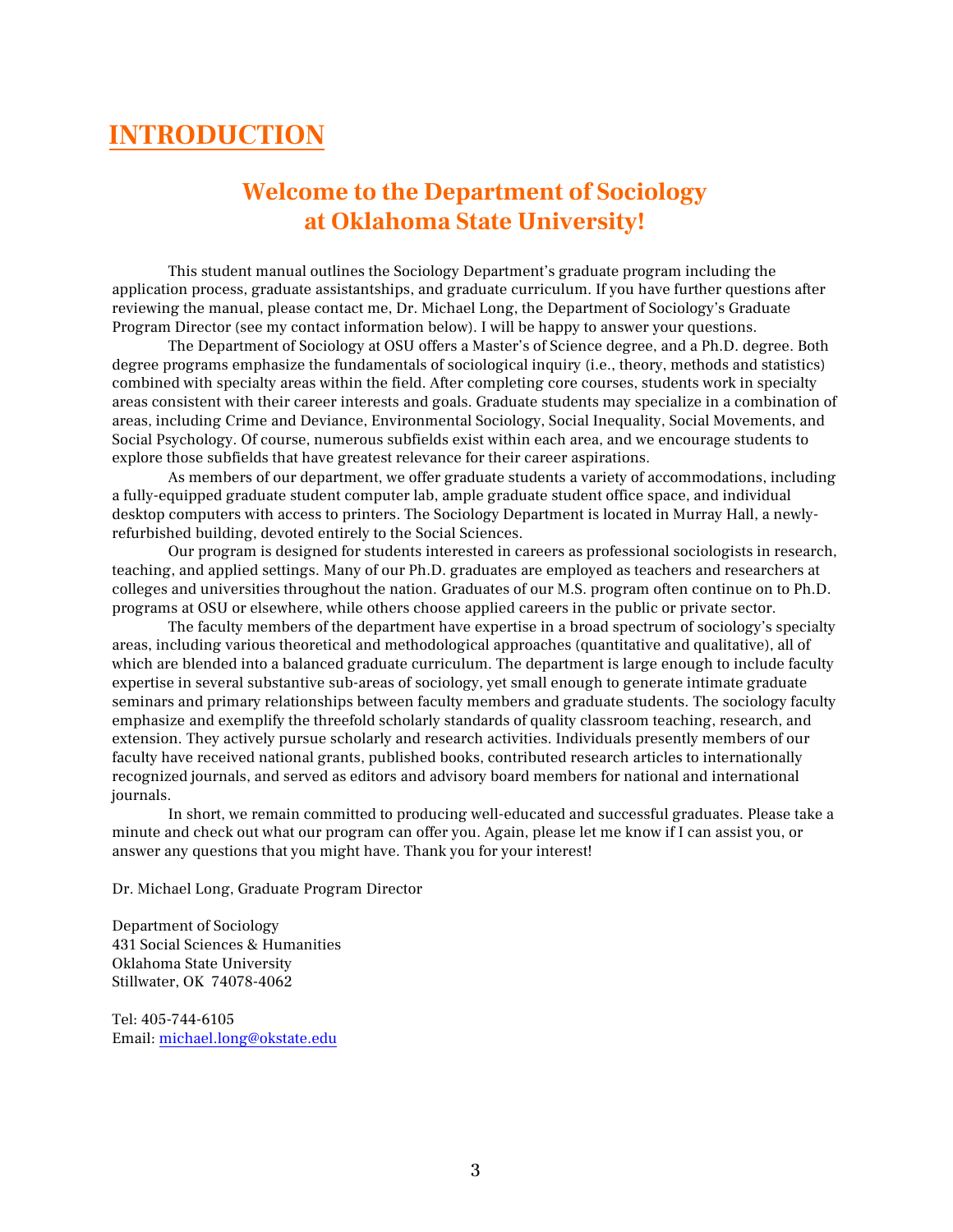# INTRODUCTION

## Welcome to the Department of Sociology at Oklahoma State University!

This student manual outlines the Sociology Department's graduate program including the application process, graduate assistantships, and graduate curriculum. If you have further questions after reviewing the manual, please contact me, Dr. Michael Long, the Department of Sociology's Graduate Program Director (see my contact information below). I will be happy to answer your questions.

The Department of Sociology at OSU offers a Master's of Science degree, and a Ph.D. degree. Both degree programs emphasize the fundamentals of sociological inquiry (i.e., theory, methods and statistics) combined with specialty areas within the field. After completing core courses, students work in specialty areas consistent with their career interests and goals. Graduate students may specialize in a combination of areas, including Crime and Deviance, Environmental Sociology, Social Inequality, Social Movements, and Social Psychology. Of course, numerous subfields exist within each area, and we encourage students to explore those subfields that have greatest relevance for their career aspirations.

As members of our department, we offer graduate students a variety of accommodations, including a fully-equipped graduate student computer lab, ample graduate student office space, and individual desktop computers with access to printers. The Sociology Department is located in Murray Hall, a newly-refurbished building, devoted entirely to the Social Sciences.

Our program is designed for students interested in careers as professional sociologists in research, teaching, and applied settings. Many of our Ph.D. graduates are employed as teachers and researchers at colleges and universities throughout the nation. Graduates of our M.S. program often continue on to Ph.D. programs at OSU or elsewhere, while others choose applied careers in the public or private sector.

The faculty members of the department have expertise in a broad spectrum of sociology's specialty areas, including various theoretical and methodological approaches (quantitative and qualitative), all of which are blended into a balanced graduate curriculum. The department is large enough to include faculty expertise in several substantive sub-areas of sociology, yet small enough to generate intimate graduate seminars and primary relationships between faculty members and graduate students. The sociology faculty emphasize and exemplify the threefold scholarly standards of quality classroom teaching, research, and extension. They actively pursue scholarly and research activities. Individuals presently members of our faculty have received national grants, published books, contributed research articles to internationally recognized journals, and served as editors and advisory board members for national and international journals.

In short, we remain committed to producing well-educated and successful graduates. Please take a minute and check out what our program can offer you. Again, please let me know if I can assist you, or answer any questions that you might have. Thank you for your interest!

Dr. Michael Long, Graduate Program Director

Department of Sociology
431 Social Sciences & Humanities
Oklahoma State University
Stillwater, OK 74078-4062

Tel: 405-744-6105
Email: michael.long@okstate.edu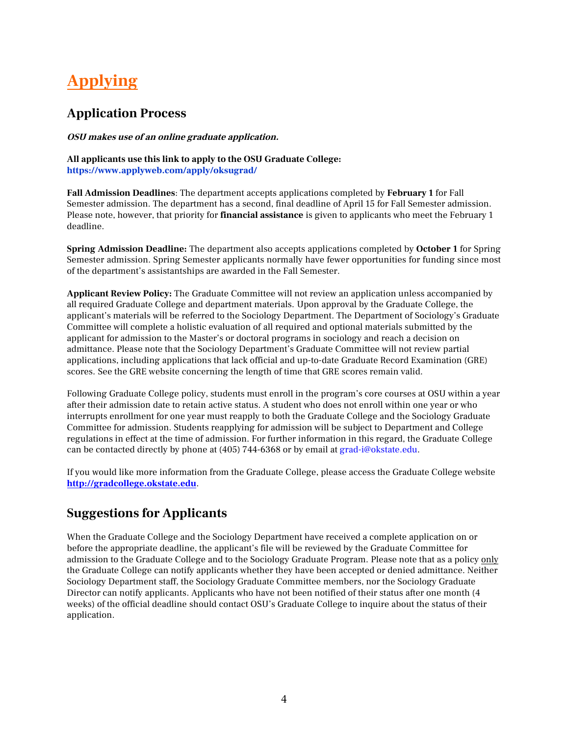# Applying

## Application Process

***OSU makes use of an online graduate application.***

**All applicants use this link to apply to the OSU Graduate College:**
**https://www.applyweb.com/apply/oksugrad/**

**Fall Admission Deadlines**: The department accepts applications completed by **February 1** for Fall Semester admission. The department has a second, final deadline of April 15 for Fall Semester admission. Please note, however, that priority for **financial assistance** is given to applicants who meet the February 1 deadline.

**Spring Admission Deadline:** The department also accepts applications completed by **October 1** for Spring Semester admission. Spring Semester applicants normally have fewer opportunities for funding since most of the department's assistantships are awarded in the Fall Semester.

**Applicant Review Policy:** The Graduate Committee will not review an application unless accompanied by all required Graduate College and department materials. Upon approval by the Graduate College, the applicant's materials will be referred to the Sociology Department. The Department of Sociology's Graduate Committee will complete a holistic evaluation of all required and optional materials submitted by the applicant for admission to the Master's or doctoral programs in sociology and reach a decision on admittance. Please note that the Sociology Department's Graduate Committee will not review partial applications, including applications that lack official and up-to-date Graduate Record Examination (GRE) scores. See the GRE website concerning the length of time that GRE scores remain valid.

Following Graduate College policy, students must enroll in the program's core courses at OSU within a year after their admission date to retain active status. A student who does not enroll within one year or who interrupts enrollment for one year must reapply to both the Graduate College and the Sociology Graduate Committee for admission. Students reapplying for admission will be subject to Department and College regulations in effect at the time of admission. For further information in this regard, the Graduate College can be contacted directly by phone at (405) 744-6368 or by email at grad-i@okstate.edu.

If you would like more information from the Graduate College, please access the Graduate College website **http://gradcollege.okstate.edu**.

## Suggestions for Applicants

When the Graduate College and the Sociology Department have received a complete application on or before the appropriate deadline, the applicant's file will be reviewed by the Graduate Committee for admission to the Graduate College and to the Sociology Graduate Program. Please note that as a policy only the Graduate College can notify applicants whether they have been accepted or denied admittance. Neither Sociology Department staff, the Sociology Graduate Committee members, nor the Sociology Graduate Director can notify applicants. Applicants who have not been notified of their status after one month (4 weeks) of the official deadline should contact OSU's Graduate College to inquire about the status of their application.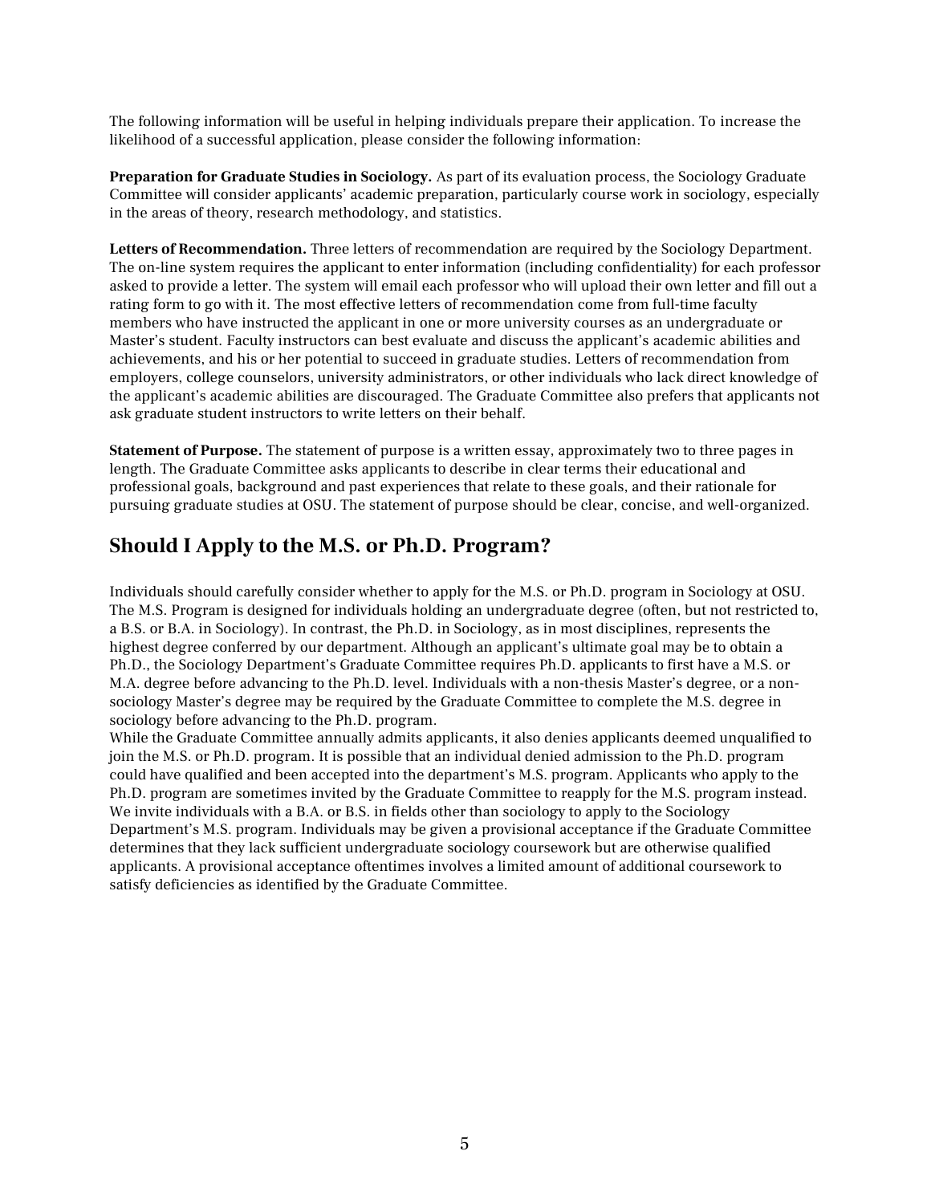The following information will be useful in helping individuals prepare their application. To increase the likelihood of a successful application, please consider the following information:

**Preparation for Graduate Studies in Sociology.** As part of its evaluation process, the Sociology Graduate Committee will consider applicants' academic preparation, particularly course work in sociology, especially in the areas of theory, research methodology, and statistics.

**Letters of Recommendation.** Three letters of recommendation are required by the Sociology Department. The on-line system requires the applicant to enter information (including confidentiality) for each professor asked to provide a letter. The system will email each professor who will upload their own letter and fill out a rating form to go with it. The most effective letters of recommendation come from full-time faculty members who have instructed the applicant in one or more university courses as an undergraduate or Master's student. Faculty instructors can best evaluate and discuss the applicant's academic abilities and achievements, and his or her potential to succeed in graduate studies. Letters of recommendation from employers, college counselors, university administrators, or other individuals who lack direct knowledge of the applicant's academic abilities are discouraged. The Graduate Committee also prefers that applicants not ask graduate student instructors to write letters on their behalf.

**Statement of Purpose.** The statement of purpose is a written essay, approximately two to three pages in length. The Graduate Committee asks applicants to describe in clear terms their educational and professional goals, background and past experiences that relate to these goals, and their rationale for pursuing graduate studies at OSU. The statement of purpose should be clear, concise, and well-organized.

## Should I Apply to the M.S. or Ph.D. Program?

Individuals should carefully consider whether to apply for the M.S. or Ph.D. program in Sociology at OSU. The M.S. Program is designed for individuals holding an undergraduate degree (often, but not restricted to, a B.S. or B.A. in Sociology). In contrast, the Ph.D. in Sociology, as in most disciplines, represents the highest degree conferred by our department. Although an applicant's ultimate goal may be to obtain a Ph.D., the Sociology Department's Graduate Committee requires Ph.D. applicants to first have a M.S. or M.A. degree before advancing to the Ph.D. level. Individuals with a non-thesis Master's degree, or a non-sociology Master's degree may be required by the Graduate Committee to complete the M.S. degree in sociology before advancing to the Ph.D. program.

While the Graduate Committee annually admits applicants, it also denies applicants deemed unqualified to join the M.S. or Ph.D. program. It is possible that an individual denied admission to the Ph.D. program could have qualified and been accepted into the department's M.S. program. Applicants who apply to the Ph.D. program are sometimes invited by the Graduate Committee to reapply for the M.S. program instead. We invite individuals with a B.A. or B.S. in fields other than sociology to apply to the Sociology Department's M.S. program. Individuals may be given a provisional acceptance if the Graduate Committee determines that they lack sufficient undergraduate sociology coursework but are otherwise qualified applicants. A provisional acceptance oftentimes involves a limited amount of additional coursework to satisfy deficiencies as identified by the Graduate Committee.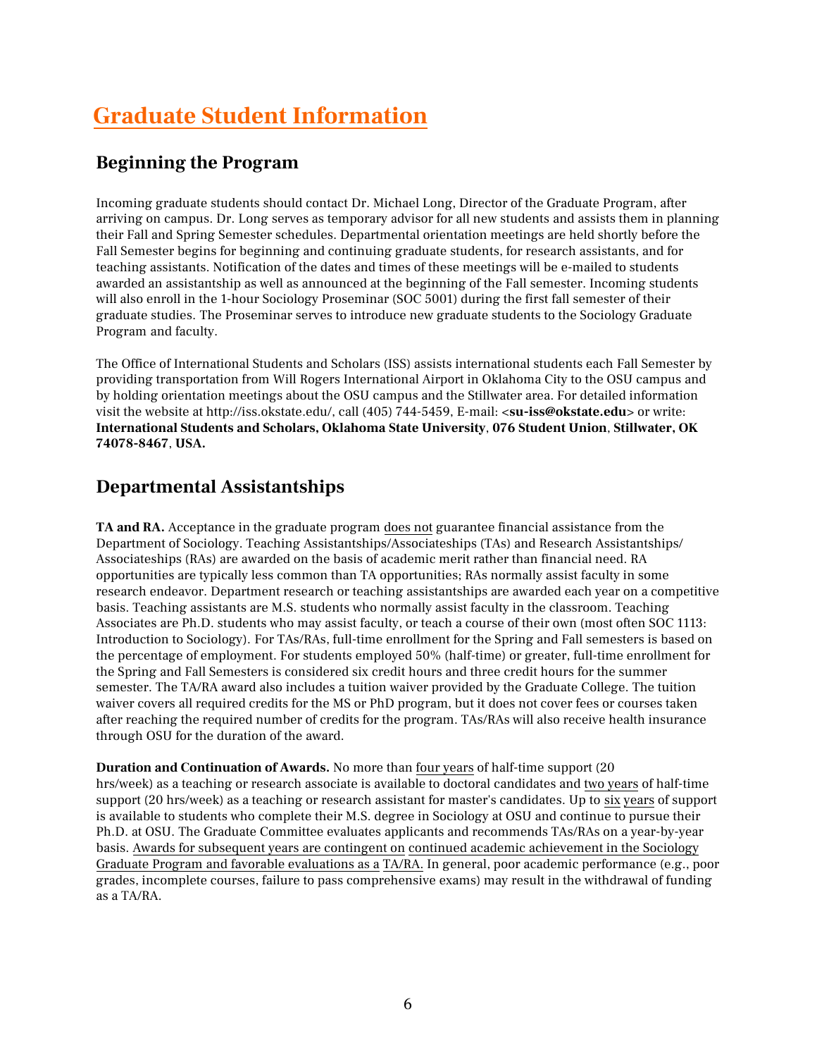# Graduate Student Information

## Beginning the Program

Incoming graduate students should contact Dr. Michael Long, Director of the Graduate Program, after arriving on campus. Dr. Long serves as temporary advisor for all new students and assists them in planning their Fall and Spring Semester schedules. Departmental orientation meetings are held shortly before the Fall Semester begins for beginning and continuing graduate students, for research assistants, and for teaching assistants. Notification of the dates and times of these meetings will be e-mailed to students awarded an assistantship as well as announced at the beginning of the Fall semester. Incoming students will also enroll in the 1-hour Sociology Proseminar (SOC 5001) during the first fall semester of their graduate studies. The Proseminar serves to introduce new graduate students to the Sociology Graduate Program and faculty.

The Office of International Students and Scholars (ISS) assists international students each Fall Semester by providing transportation from Will Rogers International Airport in Oklahoma City to the OSU campus and by holding orientation meetings about the OSU campus and the Stillwater area. For detailed information visit the website at http://iss.okstate.edu/, call (405) 744-5459, E-mail: <**su-iss@okstate.edu**> or write: **International Students and Scholars, Oklahoma State University**, **076 Student Union**, **Stillwater, OK 74078-8467**, **USA.**

## Departmental Assistantships

**TA and RA.** Acceptance in the graduate program does not guarantee financial assistance from the Department of Sociology. Teaching Assistantships/Associateships (TAs) and Research Assistantships/ Associateships (RAs) are awarded on the basis of academic merit rather than financial need. RA opportunities are typically less common than TA opportunities; RAs normally assist faculty in some research endeavor. Department research or teaching assistantships are awarded each year on a competitive basis. Teaching assistants are M.S. students who normally assist faculty in the classroom. Teaching Associates are Ph.D. students who may assist faculty, or teach a course of their own (most often SOC 1113: Introduction to Sociology). For TAs/RAs, full-time enrollment for the Spring and Fall semesters is based on the percentage of employment. For students employed 50% (half-time) or greater, full-time enrollment for the Spring and Fall Semesters is considered six credit hours and three credit hours for the summer semester. The TA/RA award also includes a tuition waiver provided by the Graduate College. The tuition waiver covers all required credits for the MS or PhD program, but it does not cover fees or courses taken after reaching the required number of credits for the program. TAs/RAs will also receive health insurance through OSU for the duration of the award.

**Duration and Continuation of Awards.** No more than four years of half-time support (20 hrs/week) as a teaching or research associate is available to doctoral candidates and two years of half-time support (20 hrs/week) as a teaching or research assistant for master's candidates. Up to six years of support is available to students who complete their M.S. degree in Sociology at OSU and continue to pursue their Ph.D. at OSU. The Graduate Committee evaluates applicants and recommends TAs/RAs on a year-by-year basis. Awards for subsequent years are contingent on continued academic achievement in the Sociology Graduate Program and favorable evaluations as a TA/RA. In general, poor academic performance (e.g., poor grades, incomplete courses, failure to pass comprehensive exams) may result in the withdrawal of funding as a TA/RA.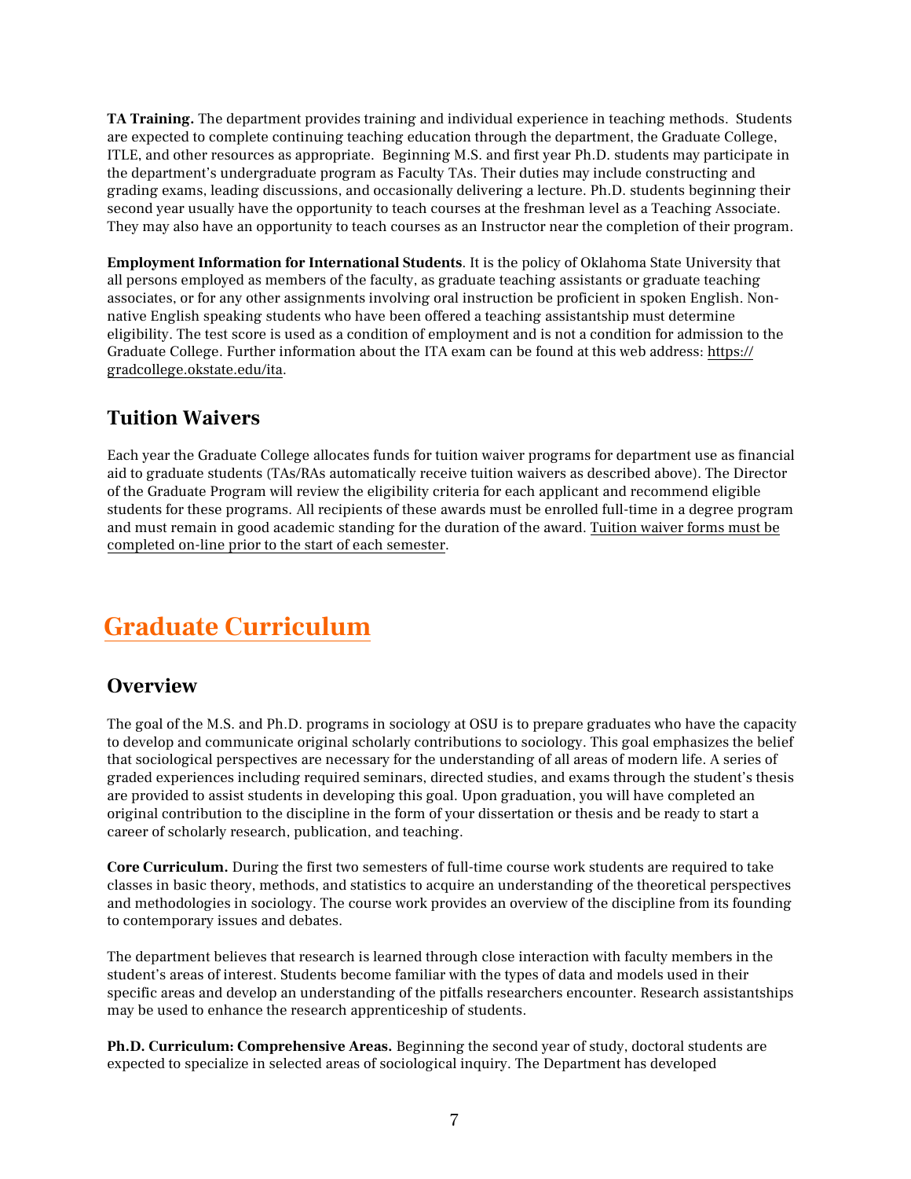**TA Training.** The department provides training and individual experience in teaching methods. Students are expected to complete continuing teaching education through the department, the Graduate College, ITLE, and other resources as appropriate. Beginning M.S. and first year Ph.D. students may participate in the department's undergraduate program as Faculty TAs. Their duties may include constructing and grading exams, leading discussions, and occasionally delivering a lecture. Ph.D. students beginning their second year usually have the opportunity to teach courses at the freshman level as a Teaching Associate. They may also have an opportunity to teach courses as an Instructor near the completion of their program.

**Employment Information for International Students**. It is the policy of Oklahoma State University that all persons employed as members of the faculty, as graduate teaching assistants or graduate teaching associates, or for any other assignments involving oral instruction be proficient in spoken English. Non-native English speaking students who have been offered a teaching assistantship must determine eligibility. The test score is used as a condition of employment and is not a condition for admission to the Graduate College. Further information about the ITA exam can be found at this web address: https://gradcollege.okstate.edu/ita.

## Tuition Waivers

Each year the Graduate College allocates funds for tuition waiver programs for department use as financial aid to graduate students (TAs/RAs automatically receive tuition waivers as described above). The Director of the Graduate Program will review the eligibility criteria for each applicant and recommend eligible students for these programs. All recipients of these awards must be enrolled full-time in a degree program and must remain in good academic standing for the duration of the award. Tuition waiver forms must be completed on-line prior to the start of each semester.

# Graduate Curriculum

## Overview

The goal of the M.S. and Ph.D. programs in sociology at OSU is to prepare graduates who have the capacity to develop and communicate original scholarly contributions to sociology. This goal emphasizes the belief that sociological perspectives are necessary for the understanding of all areas of modern life. A series of graded experiences including required seminars, directed studies, and exams through the student's thesis are provided to assist students in developing this goal. Upon graduation, you will have completed an original contribution to the discipline in the form of your dissertation or thesis and be ready to start a career of scholarly research, publication, and teaching.

**Core Curriculum.** During the first two semesters of full-time course work students are required to take classes in basic theory, methods, and statistics to acquire an understanding of the theoretical perspectives and methodologies in sociology. The course work provides an overview of the discipline from its founding to contemporary issues and debates.

The department believes that research is learned through close interaction with faculty members in the student's areas of interest. Students become familiar with the types of data and models used in their specific areas and develop an understanding of the pitfalls researchers encounter. Research assistantships may be used to enhance the research apprenticeship of students.

**Ph.D. Curriculum: Comprehensive Areas.** Beginning the second year of study, doctoral students are expected to specialize in selected areas of sociological inquiry. The Department has developed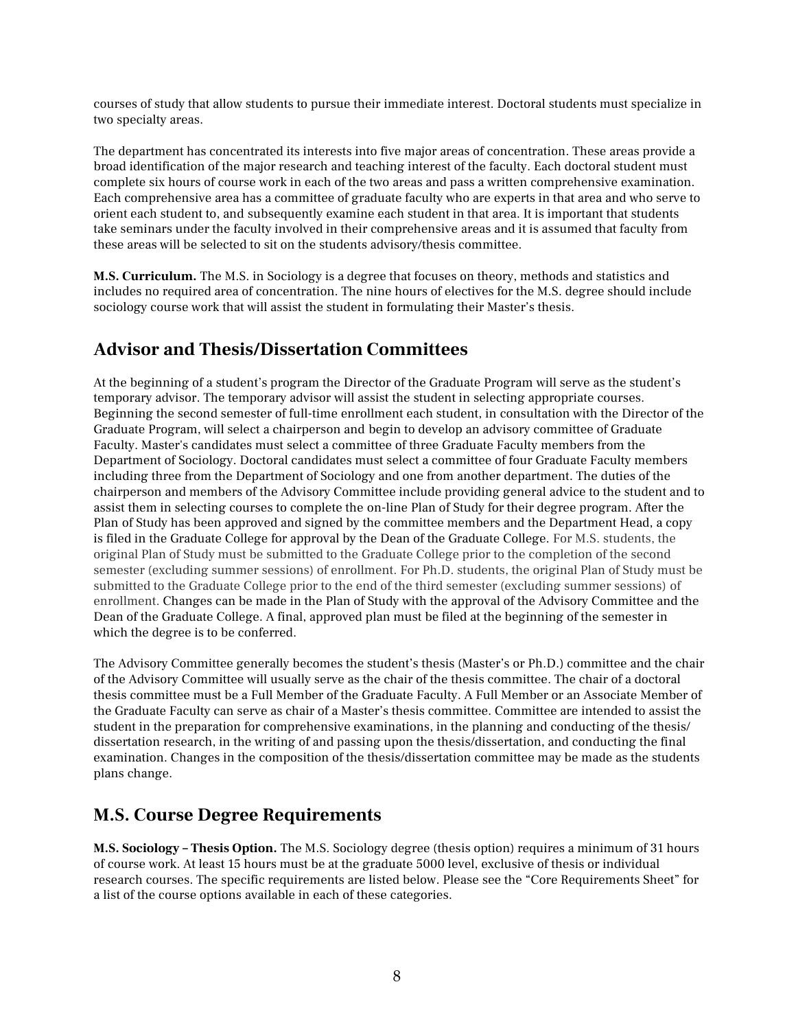courses of study that allow students to pursue their immediate interest. Doctoral students must specialize in two specialty areas.

The department has concentrated its interests into five major areas of concentration. These areas provide a broad identification of the major research and teaching interest of the faculty. Each doctoral student must complete six hours of course work in each of the two areas and pass a written comprehensive examination. Each comprehensive area has a committee of graduate faculty who are experts in that area and who serve to orient each student to, and subsequently examine each student in that area. It is important that students take seminars under the faculty involved in their comprehensive areas and it is assumed that faculty from these areas will be selected to sit on the students advisory/thesis committee.

**M.S. Curriculum.** The M.S. in Sociology is a degree that focuses on theory, methods and statistics and includes no required area of concentration. The nine hours of electives for the M.S. degree should include sociology course work that will assist the student in formulating their Master's thesis.

## Advisor and Thesis/Dissertation Committees

At the beginning of a student's program the Director of the Graduate Program will serve as the student's temporary advisor. The temporary advisor will assist the student in selecting appropriate courses. Beginning the second semester of full-time enrollment each student, in consultation with the Director of the Graduate Program, will select a chairperson and begin to develop an advisory committee of Graduate Faculty. Master's candidates must select a committee of three Graduate Faculty members from the Department of Sociology. Doctoral candidates must select a committee of four Graduate Faculty members including three from the Department of Sociology and one from another department. The duties of the chairperson and members of the Advisory Committee include providing general advice to the student and to assist them in selecting courses to complete the on-line Plan of Study for their degree program. After the Plan of Study has been approved and signed by the committee members and the Department Head, a copy is filed in the Graduate College for approval by the Dean of the Graduate College. For M.S. students, the original Plan of Study must be submitted to the Graduate College prior to the completion of the second semester (excluding summer sessions) of enrollment. For Ph.D. students, the original Plan of Study must be submitted to the Graduate College prior to the end of the third semester (excluding summer sessions) of enrollment. Changes can be made in the Plan of Study with the approval of the Advisory Committee and the Dean of the Graduate College. A final, approved plan must be filed at the beginning of the semester in which the degree is to be conferred.

The Advisory Committee generally becomes the student's thesis (Master's or Ph.D.) committee and the chair of the Advisory Committee will usually serve as the chair of the thesis committee. The chair of a doctoral thesis committee must be a Full Member of the Graduate Faculty. A Full Member or an Associate Member of the Graduate Faculty can serve as chair of a Master's thesis committee. Committee are intended to assist the student in the preparation for comprehensive examinations, in the planning and conducting of the thesis/dissertation research, in the writing of and passing upon the thesis/dissertation, and conducting the final examination. Changes in the composition of the thesis/dissertation committee may be made as the students plans change.

## M.S. Course Degree Requirements

**M.S. Sociology – Thesis Option.** The M.S. Sociology degree (thesis option) requires a minimum of 31 hours of course work. At least 15 hours must be at the graduate 5000 level, exclusive of thesis or individual research courses. The specific requirements are listed below. Please see the "Core Requirements Sheet" for a list of the course options available in each of these categories.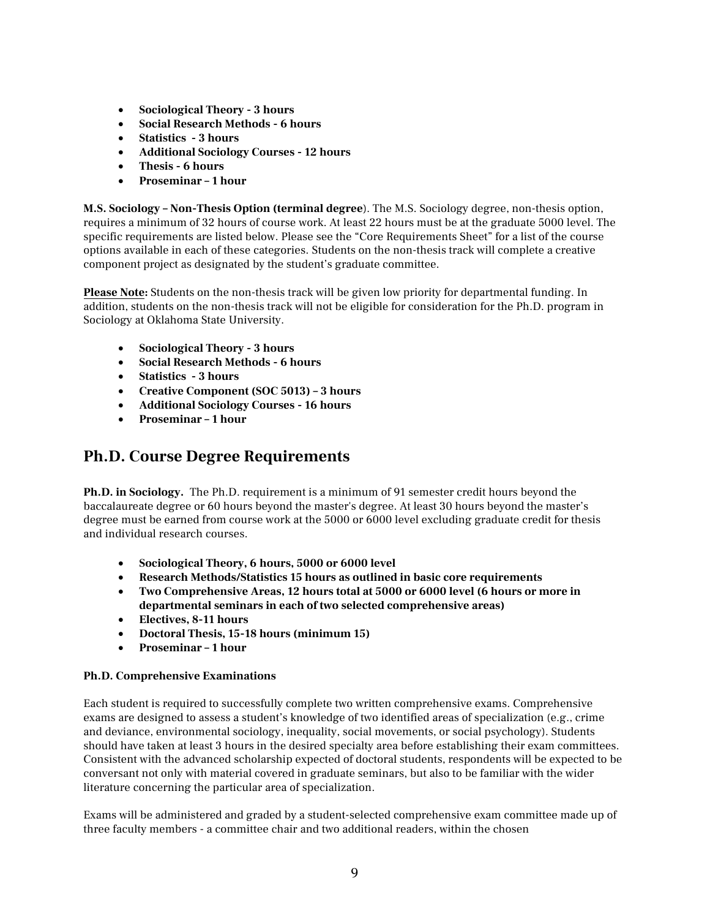- **Sociological Theory - 3 hours**
- **Social Research Methods - 6 hours**
- **Statistics - 3 hours**
- **Additional Sociology Courses - 12 hours**
- **Thesis - 6 hours**
- **Proseminar – 1 hour**

**M.S. Sociology – Non-Thesis Option (terminal degree**). The M.S. Sociology degree, non-thesis option, requires a minimum of 32 hours of course work. At least 22 hours must be at the graduate 5000 level. The specific requirements are listed below. Please see the "Core Requirements Sheet" for a list of the course options available in each of these categories. Students on the non-thesis track will complete a creative component project as designated by the student's graduate committee.

**Please Note:** Students on the non-thesis track will be given low priority for departmental funding. In addition, students on the non-thesis track will not be eligible for consideration for the Ph.D. program in Sociology at Oklahoma State University.

- **Sociological Theory - 3 hours**
- **Social Research Methods - 6 hours**
- **Statistics - 3 hours**
- **Creative Component (SOC 5013) – 3 hours**
- **Additional Sociology Courses - 16 hours**
- **Proseminar – 1 hour**

## Ph.D. Course Degree Requirements

**Ph.D. in Sociology.** The Ph.D. requirement is a minimum of 91 semester credit hours beyond the baccalaureate degree or 60 hours beyond the master's degree. At least 30 hours beyond the master's degree must be earned from course work at the 5000 or 6000 level excluding graduate credit for thesis and individual research courses.

- **Sociological Theory, 6 hours, 5000 or 6000 level**
- **Research Methods/Statistics 15 hours as outlined in basic core requirements**
- **Two Comprehensive Areas, 12 hours total at 5000 or 6000 level (6 hours or more in departmental seminars in each of two selected comprehensive areas)**
- **Electives, 8-11 hours**
- **Doctoral Thesis, 15-18 hours (minimum 15)**
- **Proseminar – 1 hour**

**Ph.D. Comprehensive Examinations**

Each student is required to successfully complete two written comprehensive exams. Comprehensive exams are designed to assess a student's knowledge of two identified areas of specialization (e.g., crime and deviance, environmental sociology, inequality, social movements, or social psychology). Students should have taken at least 3 hours in the desired specialty area before establishing their exam committees. Consistent with the advanced scholarship expected of doctoral students, respondents will be expected to be conversant not only with material covered in graduate seminars, but also to be familiar with the wider literature concerning the particular area of specialization.

Exams will be administered and graded by a student-selected comprehensive exam committee made up of three faculty members - a committee chair and two additional readers, within the chosen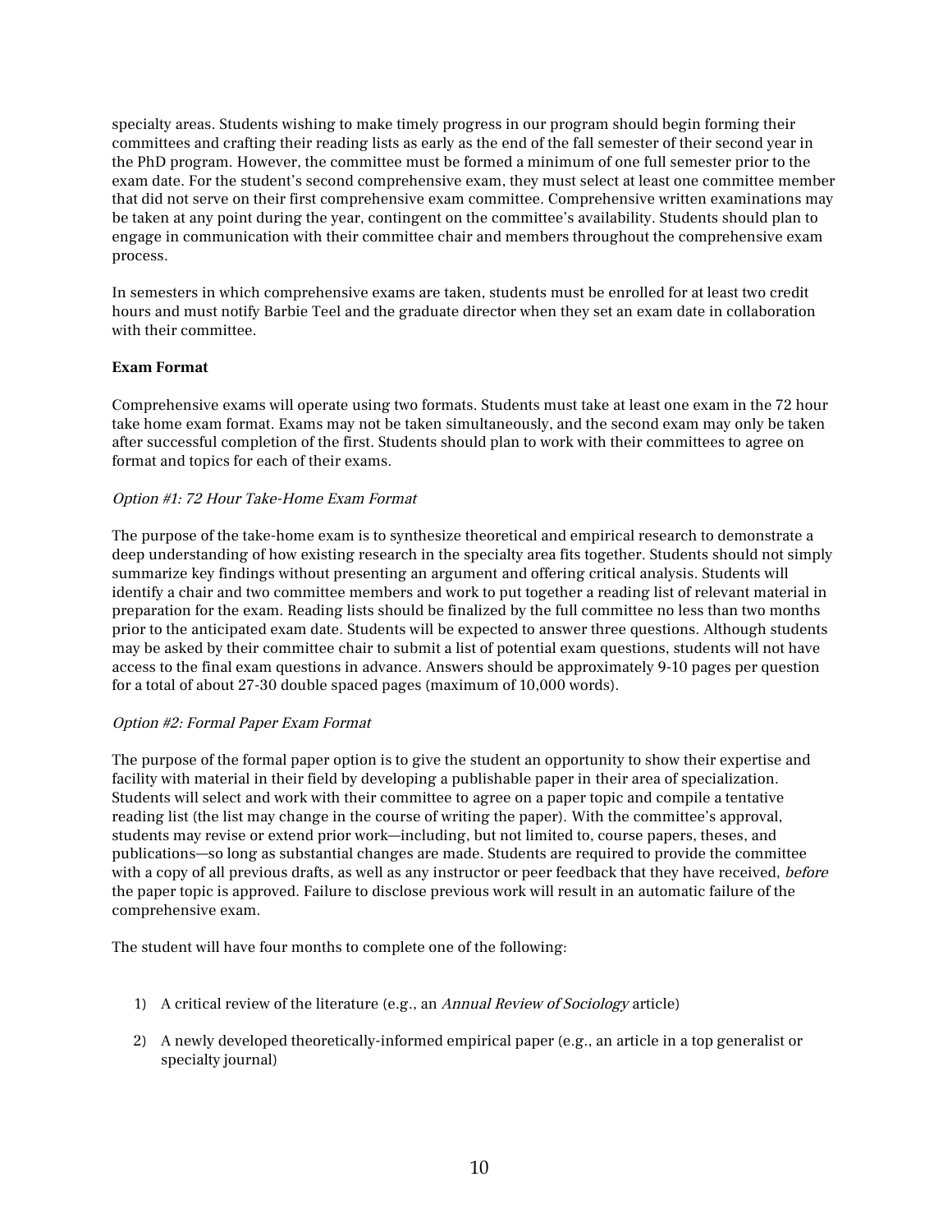specialty areas. Students wishing to make timely progress in our program should begin forming their committees and crafting their reading lists as early as the end of the fall semester of their second year in the PhD program. However, the committee must be formed a minimum of one full semester prior to the exam date. For the student's second comprehensive exam, they must select at least one committee member that did not serve on their first comprehensive exam committee. Comprehensive written examinations may be taken at any point during the year, contingent on the committee's availability. Students should plan to engage in communication with their committee chair and members throughout the comprehensive exam process.

In semesters in which comprehensive exams are taken, students must be enrolled for at least two credit hours and must notify Barbie Teel and the graduate director when they set an exam date in collaboration with their committee.

**Exam Format**

Comprehensive exams will operate using two formats. Students must take at least one exam in the 72 hour take home exam format. Exams may not be taken simultaneously, and the second exam may only be taken after successful completion of the first. Students should plan to work with their committees to agree on format and topics for each of their exams.

*Option #1: 72 Hour Take-Home Exam Format*

The purpose of the take-home exam is to synthesize theoretical and empirical research to demonstrate a deep understanding of how existing research in the specialty area fits together. Students should not simply summarize key findings without presenting an argument and offering critical analysis. Students will identify a chair and two committee members and work to put together a reading list of relevant material in preparation for the exam. Reading lists should be finalized by the full committee no less than two months prior to the anticipated exam date. Students will be expected to answer three questions. Although students may be asked by their committee chair to submit a list of potential exam questions, students will not have access to the final exam questions in advance. Answers should be approximately 9-10 pages per question for a total of about 27-30 double spaced pages (maximum of 10,000 words).

*Option #2: Formal Paper Exam Format*

The purpose of the formal paper option is to give the student an opportunity to show their expertise and facility with material in their field by developing a publishable paper in their area of specialization. Students will select and work with their committee to agree on a paper topic and compile a tentative reading list (the list may change in the course of writing the paper). With the committee's approval, students may revise or extend prior work—including, but not limited to, course papers, theses, and publications—so long as substantial changes are made. Students are required to provide the committee with a copy of all previous drafts, as well as any instructor or peer feedback that they have received, *before* the paper topic is approved. Failure to disclose previous work will result in an automatic failure of the comprehensive exam.

The student will have four months to complete one of the following:

1) A critical review of the literature (e.g., an *Annual Review of Sociology* article)
2) A newly developed theoretically-informed empirical paper (e.g., an article in a top generalist or specialty journal)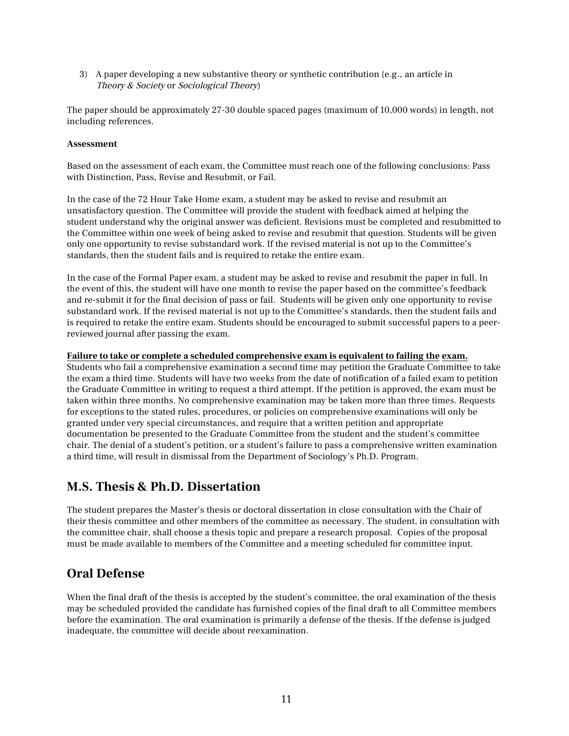3) A paper developing a new substantive theory or synthetic contribution (e.g., an article in *Theory & Society* or *Sociological Theory*)

The paper should be approximately 27-30 double spaced pages (maximum of 10,000 words) in length, not including references.

**Assessment**

Based on the assessment of each exam, the Committee must reach one of the following conclusions: Pass with Distinction, Pass, Revise and Resubmit, or Fail.

In the case of the 72 Hour Take Home exam, a student may be asked to revise and resubmit an unsatisfactory question. The Committee will provide the student with feedback aimed at helping the student understand why the original answer was deficient. Revisions must be completed and resubmitted to the Committee within one week of being asked to revise and resubmit that question. Students will be given only one opportunity to revise substandard work. If the revised material is not up to the Committee's standards, then the student fails and is required to retake the entire exam.

In the case of the Formal Paper exam, a student may be asked to revise and resubmit the paper in full. In the event of this, the student will have one month to revise the paper based on the committee's feedback and re-submit it for the final decision of pass or fail. Students will be given only one opportunity to revise substandard work. If the revised material is not up to the Committee's standards, then the student fails and is required to retake the entire exam. Students should be encouraged to submit successful papers to a peer-reviewed journal after passing the exam.

**Failure to take or complete a scheduled comprehensive exam is equivalent to failing the exam.** Students who fail a comprehensive examination a second time may petition the Graduate Committee to take the exam a third time. Students will have two weeks from the date of notification of a failed exam to petition the Graduate Committee in writing to request a third attempt. If the petition is approved, the exam must be taken within three months. No comprehensive examination may be taken more than three times. Requests for exceptions to the stated rules, procedures, or policies on comprehensive examinations will only be granted under very special circumstances, and require that a written petition and appropriate documentation be presented to the Graduate Committee from the student and the student's committee chair. The denial of a student's petition, or a student's failure to pass a comprehensive written examination a third time, will result in dismissal from the Department of Sociology's Ph.D. Program.

## M.S. Thesis & Ph.D. Dissertation

The student prepares the Master's thesis or doctoral dissertation in close consultation with the Chair of their thesis committee and other members of the committee as necessary. The student, in consultation with the committee chair, shall choose a thesis topic and prepare a research proposal. Copies of the proposal must be made available to members of the Committee and a meeting scheduled for committee input.

## Oral Defense

When the final draft of the thesis is accepted by the student's committee, the oral examination of the thesis may be scheduled provided the candidate has furnished copies of the final draft to all Committee members before the examination. The oral examination is primarily a defense of the thesis. If the defense is judged inadequate, the committee will decide about reexamination.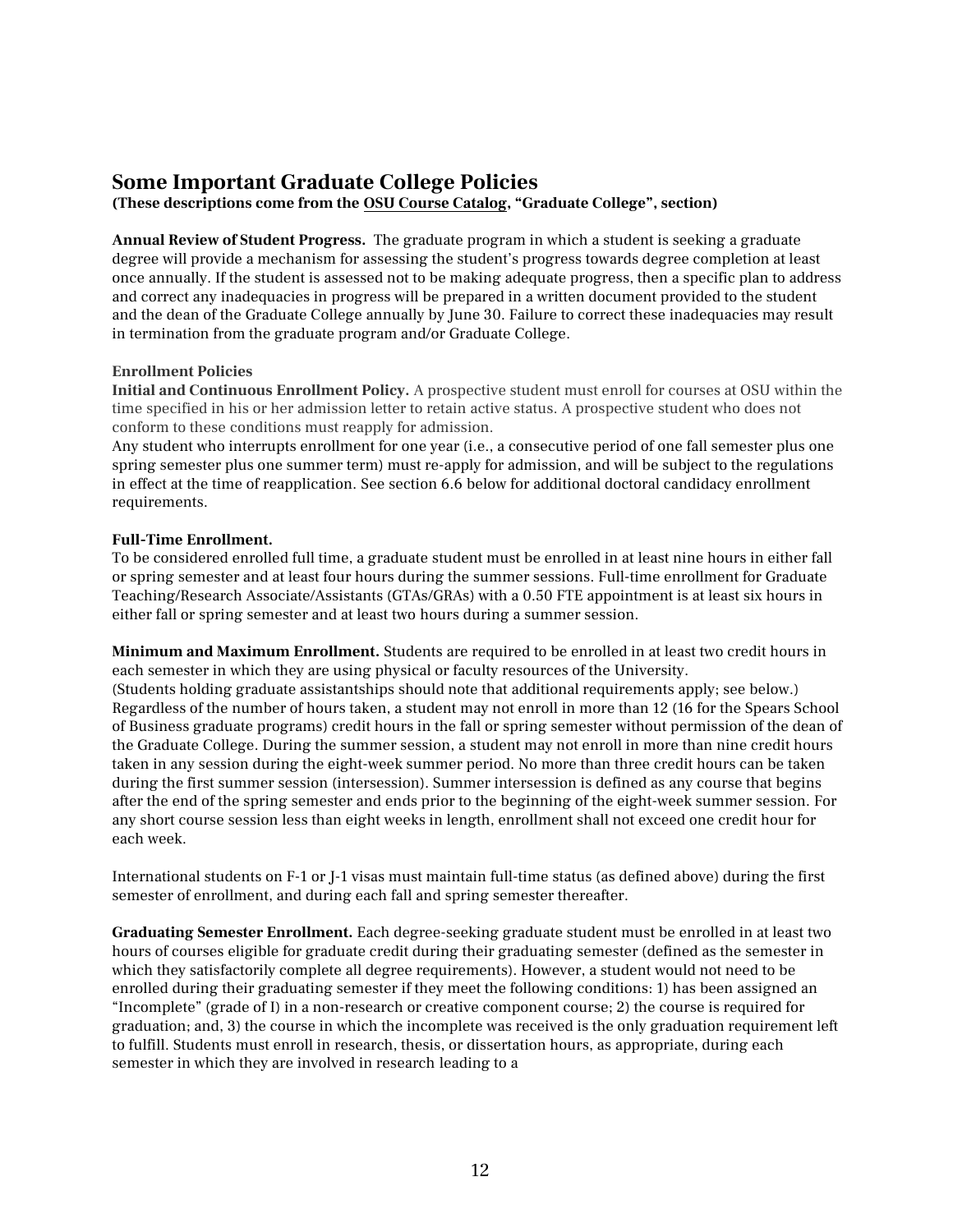## Some Important Graduate College Policies

**(These descriptions come from the OSU Course Catalog, "Graduate College", section)**

**Annual Review of Student Progress.** The graduate program in which a student is seeking a graduate degree will provide a mechanism for assessing the student's progress towards degree completion at least once annually. If the student is assessed not to be making adequate progress, then a specific plan to address and correct any inadequacies in progress will be prepared in a written document provided to the student and the dean of the Graduate College annually by June 30. Failure to correct these inadequacies may result in termination from the graduate program and/or Graduate College.

**Enrollment Policies**

**Initial and Continuous Enrollment Policy.** A prospective student must enroll for courses at OSU within the time specified in his or her admission letter to retain active status. A prospective student who does not conform to these conditions must reapply for admission.

Any student who interrupts enrollment for one year (i.e., a consecutive period of one fall semester plus one spring semester plus one summer term) must re-apply for admission, and will be subject to the regulations in effect at the time of reapplication. See section 6.6 below for additional doctoral candidacy enrollment requirements.

**Full-Time Enrollment.**

To be considered enrolled full time, a graduate student must be enrolled in at least nine hours in either fall or spring semester and at least four hours during the summer sessions. Full-time enrollment for Graduate Teaching/Research Associate/Assistants (GTAs/GRAs) with a 0.50 FTE appointment is at least six hours in either fall or spring semester and at least two hours during a summer session.

**Minimum and Maximum Enrollment.** Students are required to be enrolled in at least two credit hours in each semester in which they are using physical or faculty resources of the University.
(Students holding graduate assistantships should note that additional requirements apply; see below.) Regardless of the number of hours taken, a student may not enroll in more than 12 (16 for the Spears School of Business graduate programs) credit hours in the fall or spring semester without permission of the dean of the Graduate College. During the summer session, a student may not enroll in more than nine credit hours taken in any session during the eight-week summer period. No more than three credit hours can be taken during the first summer session (intersession). Summer intersession is defined as any course that begins after the end of the spring semester and ends prior to the beginning of the eight-week summer session. For any short course session less than eight weeks in length, enrollment shall not exceed one credit hour for each week.

International students on F-1 or J-1 visas must maintain full-time status (as defined above) during the first semester of enrollment, and during each fall and spring semester thereafter.

**Graduating Semester Enrollment.** Each degree-seeking graduate student must be enrolled in at least two hours of courses eligible for graduate credit during their graduating semester (defined as the semester in which they satisfactorily complete all degree requirements). However, a student would not need to be enrolled during their graduating semester if they meet the following conditions: 1) has been assigned an "Incomplete" (grade of I) in a non-research or creative component course; 2) the course is required for graduation; and, 3) the course in which the incomplete was received is the only graduation requirement left to fulfill. Students must enroll in research, thesis, or dissertation hours, as appropriate, during each semester in which they are involved in research leading to a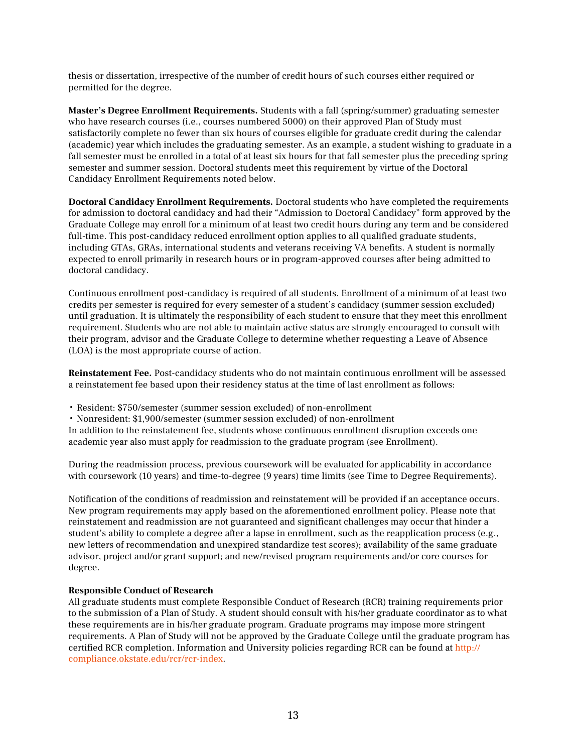thesis or dissertation, irrespective of the number of credit hours of such courses either required or permitted for the degree.

**Master's Degree Enrollment Requirements.** Students with a fall (spring/summer) graduating semester who have research courses (i.e., courses numbered 5000) on their approved Plan of Study must satisfactorily complete no fewer than six hours of courses eligible for graduate credit during the calendar (academic) year which includes the graduating semester. As an example, a student wishing to graduate in a fall semester must be enrolled in a total of at least six hours for that fall semester plus the preceding spring semester and summer session. Doctoral students meet this requirement by virtue of the Doctoral Candidacy Enrollment Requirements noted below.

**Doctoral Candidacy Enrollment Requirements.** Doctoral students who have completed the requirements for admission to doctoral candidacy and had their "Admission to Doctoral Candidacy" form approved by the Graduate College may enroll for a minimum of at least two credit hours during any term and be considered full-time. This post-candidacy reduced enrollment option applies to all qualified graduate students, including GTAs, GRAs, international students and veterans receiving VA benefits. A student is normally expected to enroll primarily in research hours or in program-approved courses after being admitted to doctoral candidacy.

Continuous enrollment post-candidacy is required of all students. Enrollment of a minimum of at least two credits per semester is required for every semester of a student's candidacy (summer session excluded) until graduation. It is ultimately the responsibility of each student to ensure that they meet this enrollment requirement. Students who are not able to maintain active status are strongly encouraged to consult with their program, advisor and the Graduate College to determine whether requesting a Leave of Absence (LOA) is the most appropriate course of action.

**Reinstatement Fee.** Post-candidacy students who do not maintain continuous enrollment will be assessed a reinstatement fee based upon their residency status at the time of last enrollment as follows:

- Resident: $750/semester (summer session excluded) of non-enrollment
- Nonresident: $1,900/semester (summer session excluded) of non-enrollment

In addition to the reinstatement fee, students whose continuous enrollment disruption exceeds one academic year also must apply for readmission to the graduate program (see Enrollment).

During the readmission process, previous coursework will be evaluated for applicability in accordance with coursework (10 years) and time-to-degree (9 years) time limits (see Time to Degree Requirements).

Notification of the conditions of readmission and reinstatement will be provided if an acceptance occurs. New program requirements may apply based on the aforementioned enrollment policy. Please note that reinstatement and readmission are not guaranteed and significant challenges may occur that hinder a student's ability to complete a degree after a lapse in enrollment, such as the reapplication process (e.g., new letters of recommendation and unexpired standardize test scores); availability of the same graduate advisor, project and/or grant support; and new/revised program requirements and/or core courses for degree.

**Responsible Conduct of Research**

All graduate students must complete Responsible Conduct of Research (RCR) training requirements prior to the submission of a Plan of Study. A student should consult with his/her graduate coordinator as to what these requirements are in his/her graduate program. Graduate programs may impose more stringent requirements. A Plan of Study will not be approved by the Graduate College until the graduate program has certified RCR completion. Information and University policies regarding RCR can be found at http://compliance.okstate.edu/rcr/rcr-index.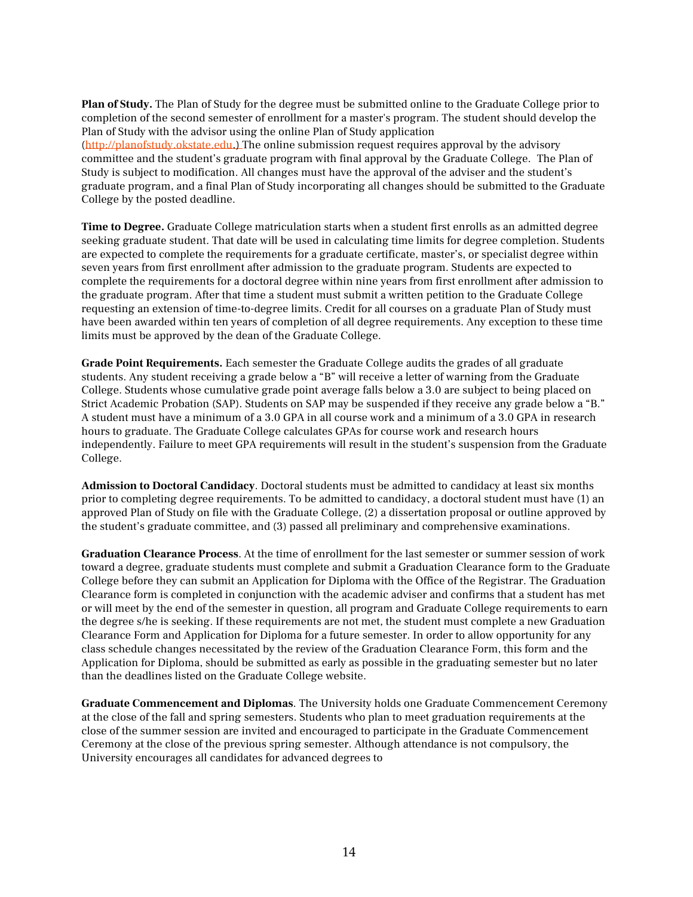**Plan of Study.** The Plan of Study for the degree must be submitted online to the Graduate College prior to completion of the second semester of enrollment for a master's program. The student should develop the Plan of Study with the advisor using the online Plan of Study application (http://planofstudy.okstate.edu.) The online submission request requires approval by the advisory committee and the student's graduate program with final approval by the Graduate College. The Plan of Study is subject to modification. All changes must have the approval of the adviser and the student's graduate program, and a final Plan of Study incorporating all changes should be submitted to the Graduate College by the posted deadline.

**Time to Degree.** Graduate College matriculation starts when a student first enrolls as an admitted degree seeking graduate student. That date will be used in calculating time limits for degree completion. Students are expected to complete the requirements for a graduate certificate, master's, or specialist degree within seven years from first enrollment after admission to the graduate program. Students are expected to complete the requirements for a doctoral degree within nine years from first enrollment after admission to the graduate program. After that time a student must submit a written petition to the Graduate College requesting an extension of time-to-degree limits. Credit for all courses on a graduate Plan of Study must have been awarded within ten years of completion of all degree requirements. Any exception to these time limits must be approved by the dean of the Graduate College.

**Grade Point Requirements.** Each semester the Graduate College audits the grades of all graduate students. Any student receiving a grade below a "B" will receive a letter of warning from the Graduate College. Students whose cumulative grade point average falls below a 3.0 are subject to being placed on Strict Academic Probation (SAP). Students on SAP may be suspended if they receive any grade below a "B." A student must have a minimum of a 3.0 GPA in all course work and a minimum of a 3.0 GPA in research hours to graduate. The Graduate College calculates GPAs for course work and research hours independently. Failure to meet GPA requirements will result in the student's suspension from the Graduate College.

**Admission to Doctoral Candidacy**. Doctoral students must be admitted to candidacy at least six months prior to completing degree requirements. To be admitted to candidacy, a doctoral student must have (1) an approved Plan of Study on file with the Graduate College, (2) a dissertation proposal or outline approved by the student's graduate committee, and (3) passed all preliminary and comprehensive examinations.

**Graduation Clearance Process**. At the time of enrollment for the last semester or summer session of work toward a degree, graduate students must complete and submit a Graduation Clearance form to the Graduate College before they can submit an Application for Diploma with the Office of the Registrar. The Graduation Clearance form is completed in conjunction with the academic adviser and confirms that a student has met or will meet by the end of the semester in question, all program and Graduate College requirements to earn the degree s/he is seeking. If these requirements are not met, the student must complete a new Graduation Clearance Form and Application for Diploma for a future semester. In order to allow opportunity for any class schedule changes necessitated by the review of the Graduation Clearance Form, this form and the Application for Diploma, should be submitted as early as possible in the graduating semester but no later than the deadlines listed on the Graduate College website.

**Graduate Commencement and Diplomas**. The University holds one Graduate Commencement Ceremony at the close of the fall and spring semesters. Students who plan to meet graduation requirements at the close of the summer session are invited and encouraged to participate in the Graduate Commencement Ceremony at the close of the previous spring semester. Although attendance is not compulsory, the University encourages all candidates for advanced degrees to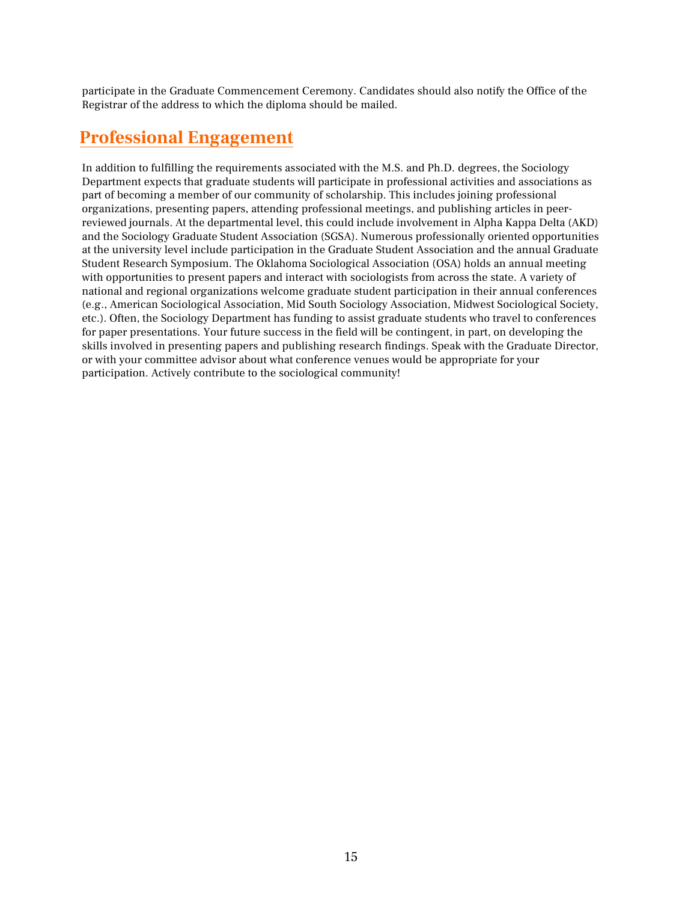participate in the Graduate Commencement Ceremony. Candidates should also notify the Office of the Registrar of the address to which the diploma should be mailed.

## Professional Engagement

In addition to fulfilling the requirements associated with the M.S. and Ph.D. degrees, the Sociology Department expects that graduate students will participate in professional activities and associations as part of becoming a member of our community of scholarship. This includes joining professional organizations, presenting papers, attending professional meetings, and publishing articles in peer-reviewed journals. At the departmental level, this could include involvement in Alpha Kappa Delta (AKD) and the Sociology Graduate Student Association (SGSA). Numerous professionally oriented opportunities at the university level include participation in the Graduate Student Association and the annual Graduate Student Research Symposium. The Oklahoma Sociological Association (OSA) holds an annual meeting with opportunities to present papers and interact with sociologists from across the state. A variety of national and regional organizations welcome graduate student participation in their annual conferences (e.g., American Sociological Association, Mid South Sociology Association, Midwest Sociological Society, etc.). Often, the Sociology Department has funding to assist graduate students who travel to conferences for paper presentations. Your future success in the field will be contingent, in part, on developing the skills involved in presenting papers and publishing research findings. Speak with the Graduate Director, or with your committee advisor about what conference venues would be appropriate for your participation. Actively contribute to the sociological community!